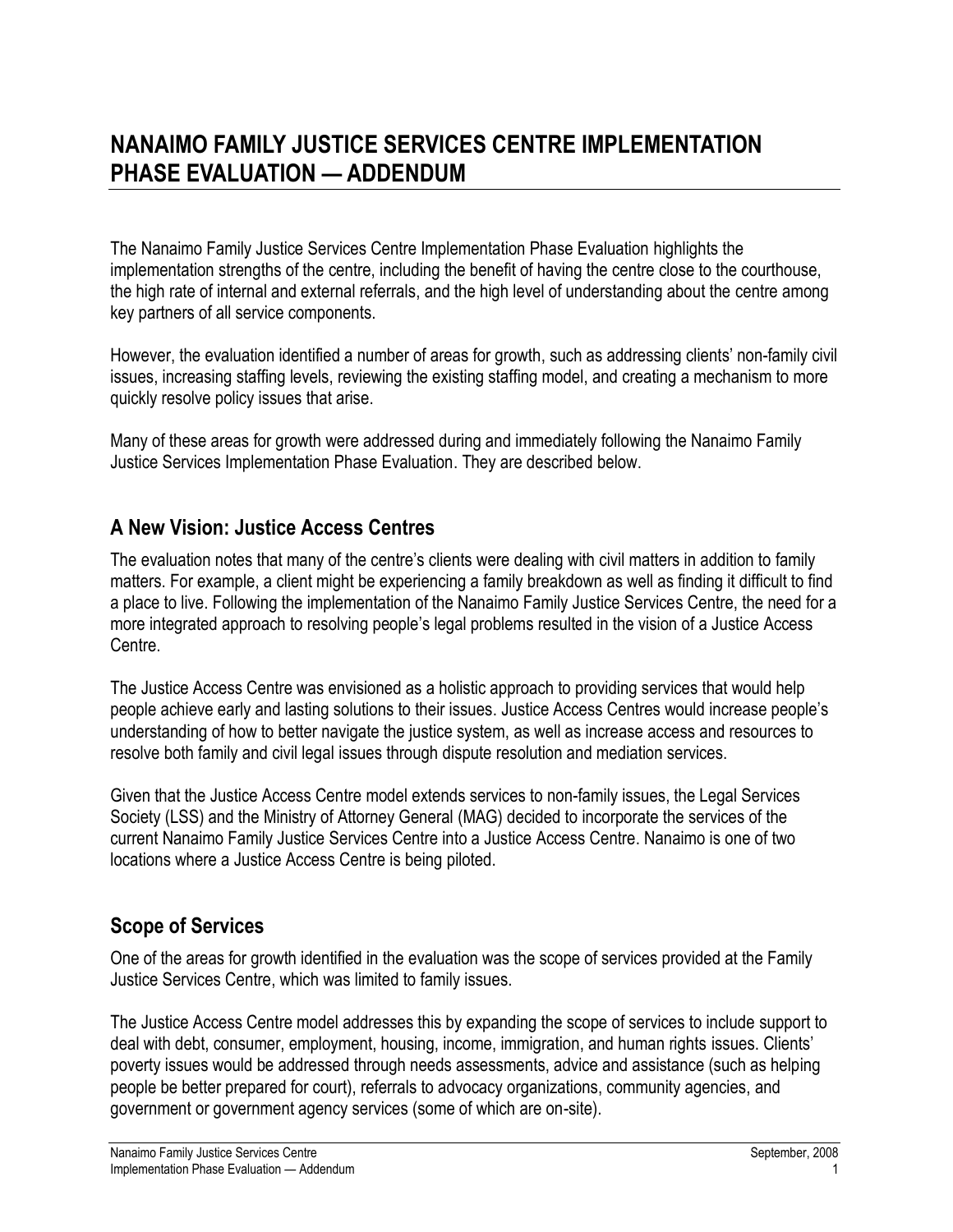# NANAIMO FAMILY JUSTICE SERVICES CENTRE IMPLEMENTATION PHASE EVALUATION — ADDENDUM

The Nanaimo Family Justice Services Centre Implementation Phase Evaluation highlights the implementation strengths of the centre, including the benefit of having the centre close to the courthouse, the high rate of internal and external referrals, and the high level of understanding about the centre among key partners of all service components.

However, the evaluation identified a number of areas for growth, such as addressing clients' non-family civil issues, increasing staffing levels, reviewing the existing staffing model, and creating a mechanism to more quickly resolve policy issues that arise.

Many of these areas for growth were addressed during and immediately following the Nanaimo Family Justice Services Implementation Phase Evaluation. They are described below.

## A New Vision: Justice Access Centres

The evaluation notes that many of the centre's clients were dealing with civil matters in addition to family matters. For example, a client might be experiencing a family breakdown as well as finding it difficult to find a place to live. Following the implementation of the Nanaimo Family Justice Services Centre, the need for a more integrated approach to resolving people's legal problems resulted in the vision of a Justice Access Centre.

The Justice Access Centre was envisioned as a holistic approach to providing services that would help people achieve early and lasting solutions to their issues. Justice Access Centres would increase people's understanding of how to better navigate the justice system, as well as increase access and resources to resolve both family and civil legal issues through dispute resolution and mediation services.

Given that the Justice Access Centre model extends services to non-family issues, the Legal Services Society (LSS) and the Ministry of Attorney General (MAG) decided to incorporate the services of the current Nanaimo Family Justice Services Centre into a Justice Access Centre. Nanaimo is one of two locations where a Justice Access Centre is being piloted.

## Scope of Services

One of the areas for growth identified in the evaluation was the scope of services provided at the Family Justice Services Centre, which was limited to family issues.

The Justice Access Centre model addresses this by expanding the scope of services to include support to deal with debt, consumer, employment, housing, income, immigration, and human rights issues. Clients' poverty issues would be addressed through needs assessments, advice and assistance (such as helping people be better prepared for court), referrals to advocacy organizations, community agencies, and government or government agency services (some of which are on-site).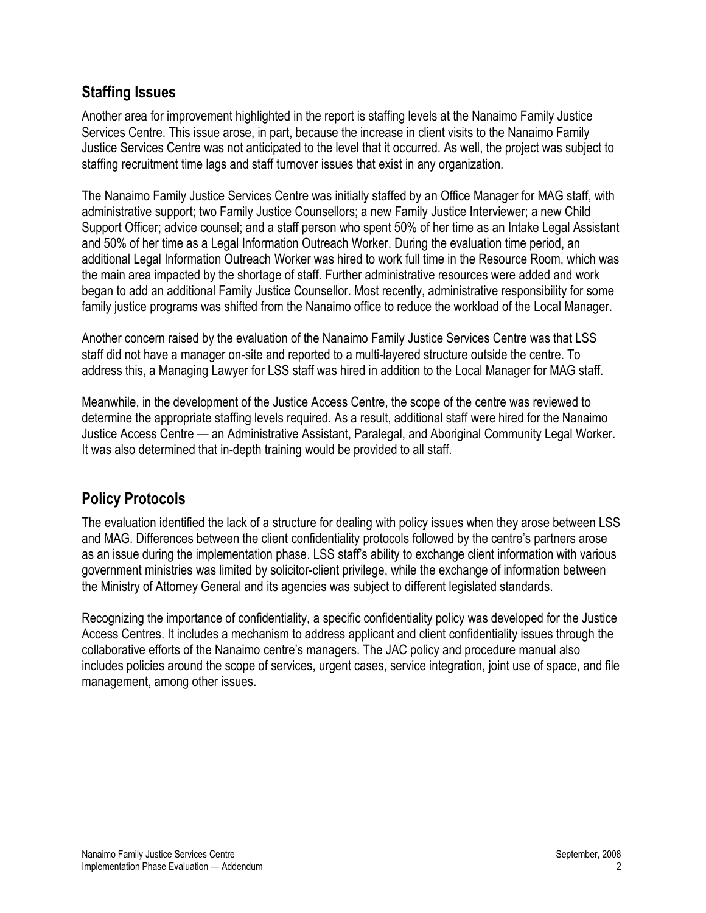## Staffing Issues

Another area for improvement highlighted in the report is staffing levels at the Nanaimo Family Justice Services Centre. This issue arose, in part, because the increase in client visits to the Nanaimo Family Justice Services Centre was not anticipated to the level that it occurred. As well, the project was subject to staffing recruitment time lags and staff turnover issues that exist in any organization.

The Nanaimo Family Justice Services Centre was initially staffed by an Office Manager for MAG staff, with administrative support; two Family Justice Counsellors; a new Family Justice Interviewer; a new Child Support Officer; advice counsel; and a staff person who spent 50% of her time as an Intake Legal Assistant and 50% of her time as a Legal Information Outreach Worker. During the evaluation time period, an additional Legal Information Outreach Worker was hired to work full time in the Resource Room, which was the main area impacted by the shortage of staff. Further administrative resources were added and work began to add an additional Family Justice Counsellor. Most recently, administrative responsibility for some family justice programs was shifted from the Nanaimo office to reduce the workload of the Local Manager.

Another concern raised by the evaluation of the Nanaimo Family Justice Services Centre was that LSS staff did not have a manager on-site and reported to a multi-layered structure outside the centre. To address this, a Managing Lawyer for LSS staff was hired in addition to the Local Manager for MAG staff.

Meanwhile, in the development of the Justice Access Centre, the scope of the centre was reviewed to determine the appropriate staffing levels required. As a result, additional staff were hired for the Nanaimo Justice Access Centre — an Administrative Assistant, Paralegal, and Aboriginal Community Legal Worker. It was also determined that in-depth training would be provided to all staff.

## Policy Protocols

The evaluation identified the lack of a structure for dealing with policy issues when they arose between LSS and MAG. Differences between the client confidentiality protocols followed by the centre's partners arose as an issue during the implementation phase. LSS staff's ability to exchange client information with various government ministries was limited by solicitor-client privilege, while the exchange of information between the Ministry of Attorney General and its agencies was subject to different legislated standards.

Recognizing the importance of confidentiality, a specific confidentiality policy was developed for the Justice Access Centres. It includes a mechanism to address applicant and client confidentiality issues through the collaborative efforts of the Nanaimo centre's managers. The JAC policy and procedure manual also includes policies around the scope of services, urgent cases, service integration, joint use of space, and file management, among other issues.